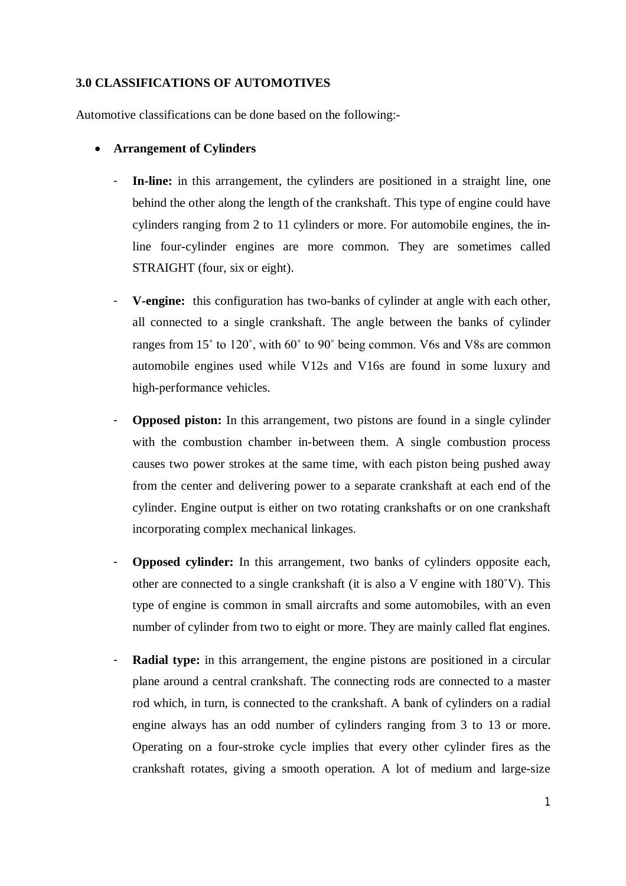**3.0 CLASSIFICATIONS OF AUTOMOTIVES**

Automotive classifications can be done based on the following:-

- **Arrangement of Cylinders**
  - **In-line:** in this arrangement, the cylinders are positioned in a straight line, one behind the other along the length of the crankshaft. This type of engine could have cylinders ranging from 2 to 11 cylinders or more. For automobile engines, the in-line four-cylinder engines are more common. They are sometimes called STRAIGHT (four, six or eight).
  - **V-engine:** this configuration has two-banks of cylinder at angle with each other, all connected to a single crankshaft. The angle between the banks of cylinder ranges from 15˚ to 120˚, with 60˚ to 90˚ being common. V6s and V8s are common automobile engines used while V12s and V16s are found in some luxury and high-performance vehicles.
  - **Opposed piston:** In this arrangement, two pistons are found in a single cylinder with the combustion chamber in-between them. A single combustion process causes two power strokes at the same time, with each piston being pushed away from the center and delivering power to a separate crankshaft at each end of the cylinder. Engine output is either on two rotating crankshafts or on one crankshaft incorporating complex mechanical linkages.
  - **Opposed cylinder:** In this arrangement, two banks of cylinders opposite each, other are connected to a single crankshaft (it is also a V engine with 180˚V). This type of engine is common in small aircrafts and some automobiles, with an even number of cylinder from two to eight or more. They are mainly called flat engines.
  - **Radial type:** in this arrangement, the engine pistons are positioned in a circular plane around a central crankshaft. The connecting rods are connected to a master rod which, in turn, is connected to the crankshaft. A bank of cylinders on a radial engine always has an odd number of cylinders ranging from 3 to 13 or more. Operating on a four-stroke cycle implies that every other cylinder fires as the crankshaft rotates, giving a smooth operation. A lot of medium and large-size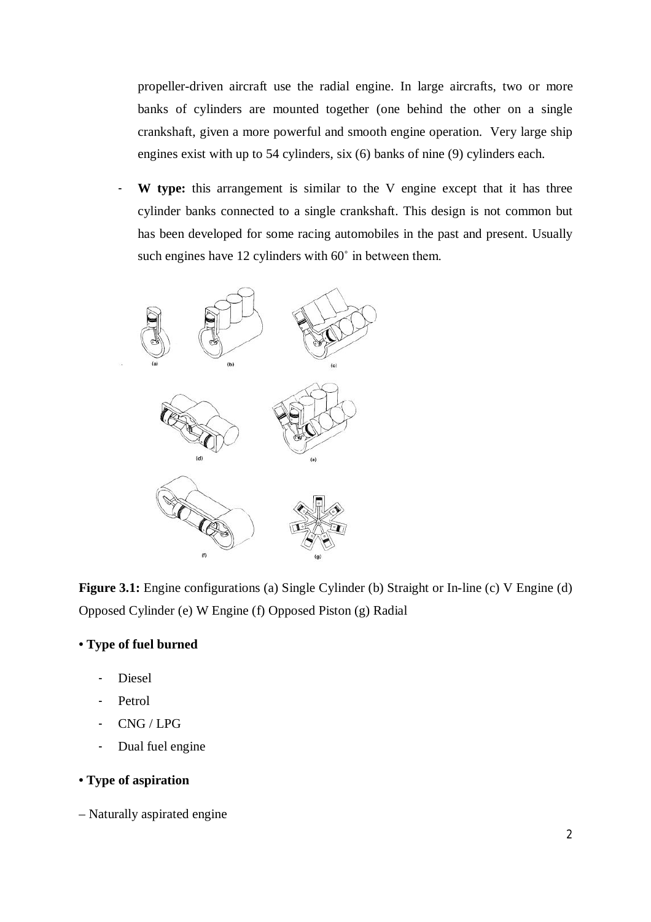propeller-driven aircraft use the radial engine. In large aircrafts, two or more banks of cylinders are mounted together (one behind the other on a single crankshaft, given a more powerful and smooth engine operation. Very large ship engines exist with up to 54 cylinders, six (6) banks of nine (9) cylinders each.

- **W type:** this arrangement is similar to the V engine except that it has three cylinder banks connected to a single crankshaft. This design is not common but has been developed for some racing automobiles in the past and present. Usually such engines have 12 cylinders with 60˚ in between them.

**Figure 3.1:** Engine configurations (a) Single Cylinder (b) Straight or In-line (c) V Engine (d) Opposed Cylinder (e) W Engine (f) Opposed Piston (g) Radial

**• Type of fuel burned**

- Diesel
- Petrol
- CNG / LPG
- Dual fuel engine

**• Type of aspiration**

– Naturally aspirated engine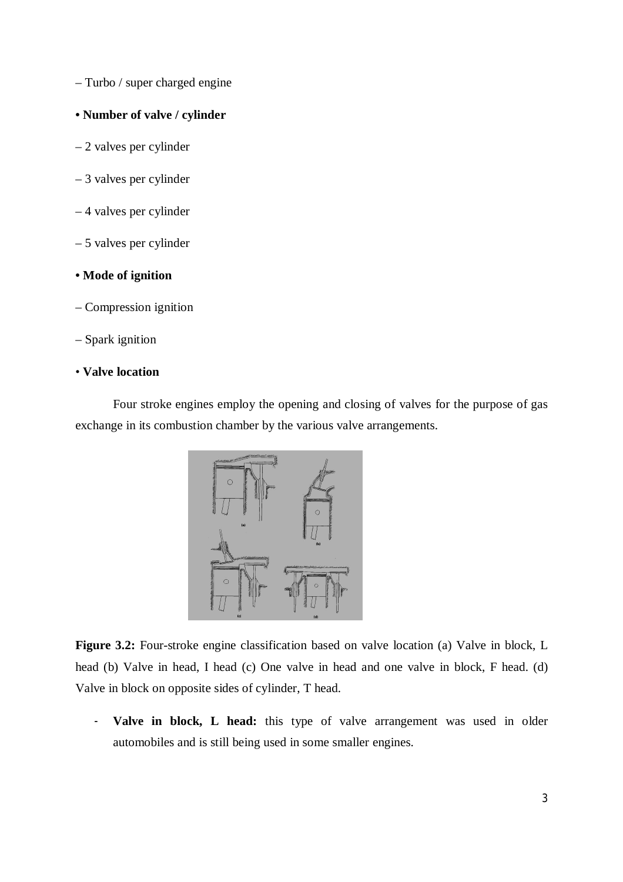– Turbo / super charged engine

**• Number of valve / cylinder**

– 2 valves per cylinder

– 3 valves per cylinder

– 4 valves per cylinder

– 5 valves per cylinder

**• Mode of ignition**

– Compression ignition

– Spark ignition

• **Valve location**

Four stroke engines employ the opening and closing of valves for the purpose of gas exchange in its combustion chamber by the various valve arrangements.

**Figure 3.2:** Four-stroke engine classification based on valve location (a) Valve in block, L head (b) Valve in head, I head (c) One valve in head and one valve in block, F head. (d) Valve in block on opposite sides of cylinder, T head.

- **Valve in block, L head:** this type of valve arrangement was used in older automobiles and is still being used in some smaller engines.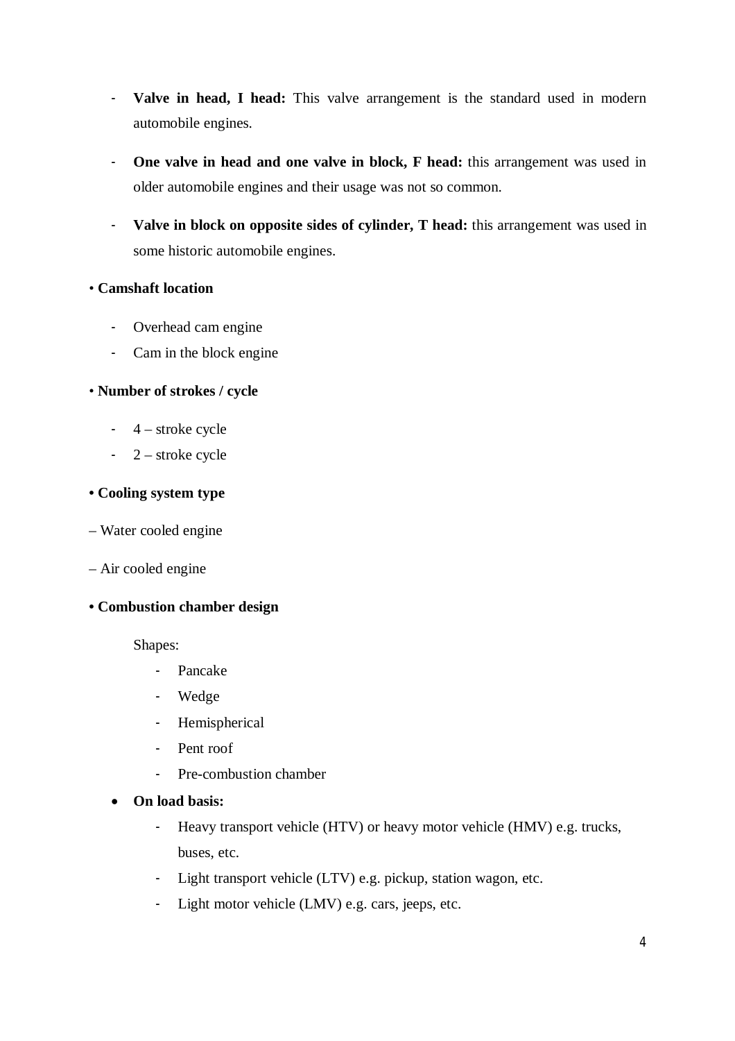- **Valve in head, I head:** This valve arrangement is the standard used in modern automobile engines.
- **One valve in head and one valve in block, F head:** this arrangement was used in older automobile engines and their usage was not so common.
- **Valve in block on opposite sides of cylinder, T head:** this arrangement was used in some historic automobile engines.

• **Camshaft location**

- Overhead cam engine
- Cam in the block engine

• **Number of strokes / cycle**

- 4 – stroke cycle
- 2 – stroke cycle

**• Cooling system type**

– Water cooled engine

– Air cooled engine

**• Combustion chamber design**

Shapes:

- Pancake
- Wedge
- Hemispherical
- Pent roof
- Pre-combustion chamber

- **On load basis:**
    - Heavy transport vehicle (HTV) or heavy motor vehicle (HMV) e.g. trucks, buses, etc.
    - Light transport vehicle (LTV) e.g. pickup, station wagon, etc.
    - Light motor vehicle (LMV) e.g. cars, jeeps, etc.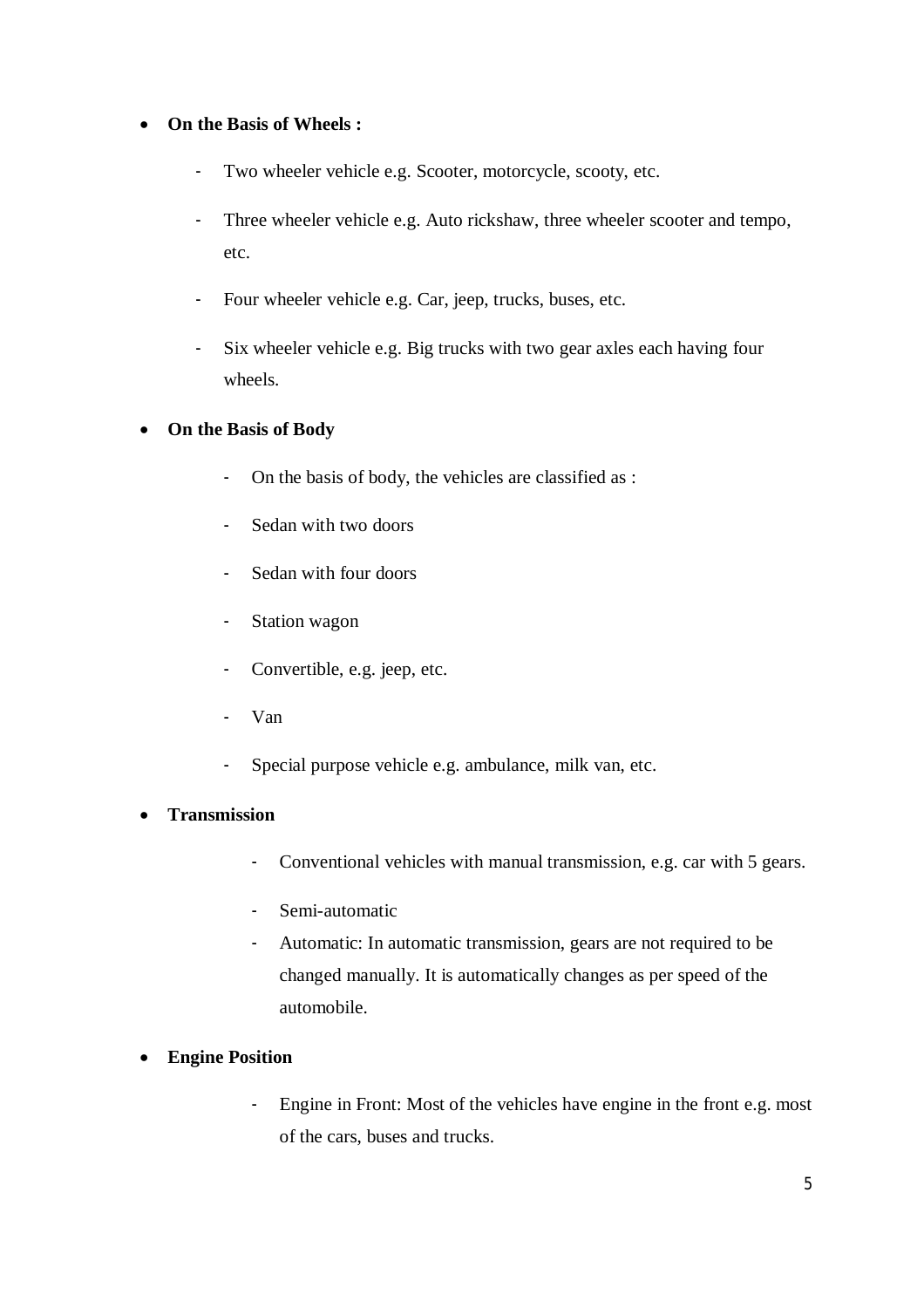- **On the Basis of Wheels :**
  - Two wheeler vehicle e.g. Scooter, motorcycle, scooty, etc.
  - Three wheeler vehicle e.g. Auto rickshaw, three wheeler scooter and tempo, etc.
  - Four wheeler vehicle e.g. Car, jeep, trucks, buses, etc.
  - Six wheeler vehicle e.g. Big trucks with two gear axles each having four wheels.
- **On the Basis of Body**
  - On the basis of body, the vehicles are classified as :
  - Sedan with two doors
  - Sedan with four doors
  - Station wagon
  - Convertible, e.g. jeep, etc.
  - Van
  - Special purpose vehicle e.g. ambulance, milk van, etc.
- **Transmission**
  - Conventional vehicles with manual transmission, e.g. car with 5 gears.
  - Semi-automatic
  - Automatic: In automatic transmission, gears are not required to be changed manually. It is automatically changes as per speed of the automobile.
- **Engine Position**
  - Engine in Front: Most of the vehicles have engine in the front e.g. most of the cars, buses and trucks.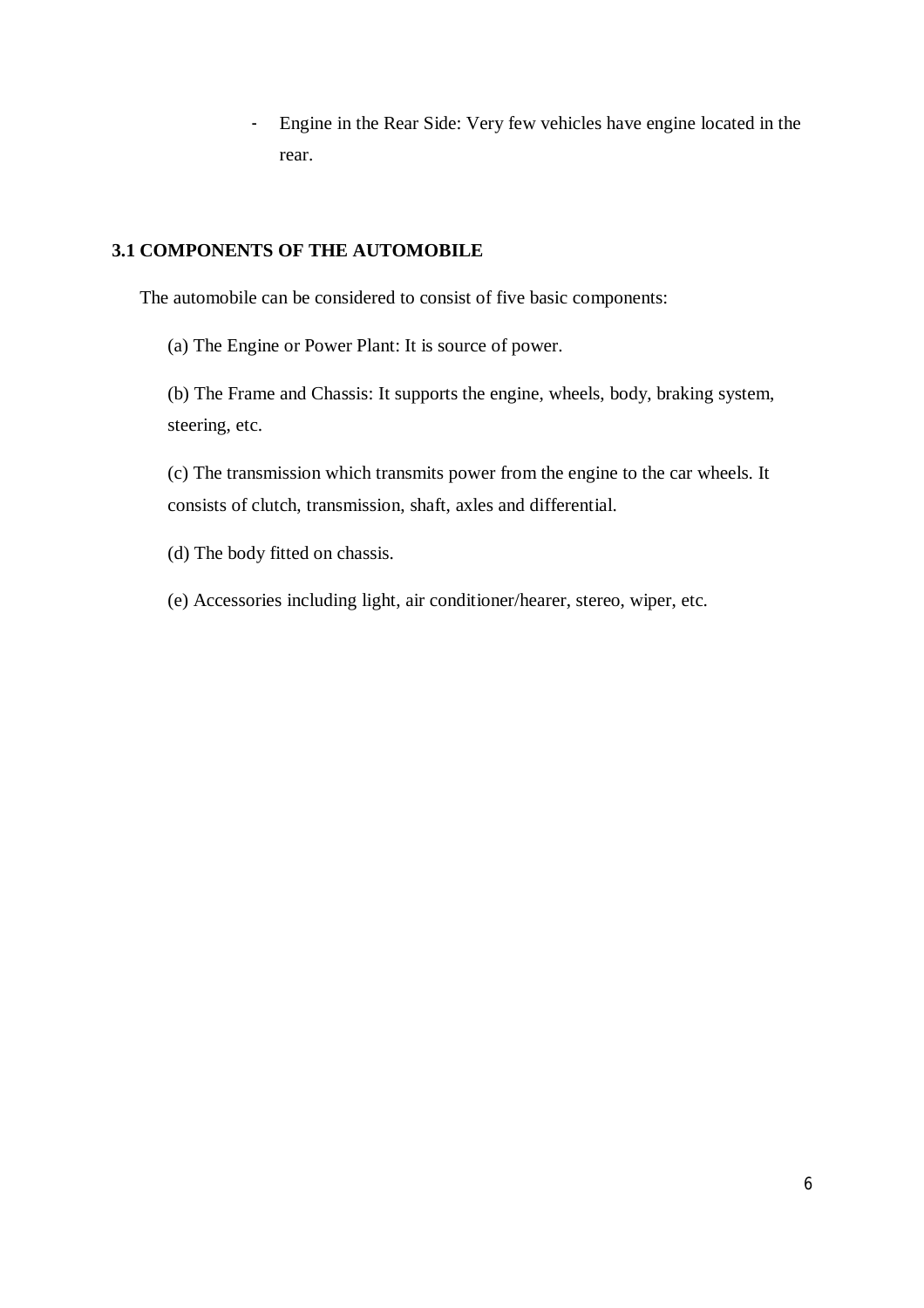- Engine in the Rear Side: Very few vehicles have engine located in the rear.

### 3.1 COMPONENTS OF THE AUTOMOBILE

The automobile can be considered to consist of five basic components:

(a) The Engine or Power Plant: It is source of power.

(b) The Frame and Chassis: It supports the engine, wheels, body, braking system, steering, etc.

(c) The transmission which transmits power from the engine to the car wheels. It consists of clutch, transmission, shaft, axles and differential.

(d) The body fitted on chassis.

(e) Accessories including light, air conditioner/hearer, stereo, wiper, etc.